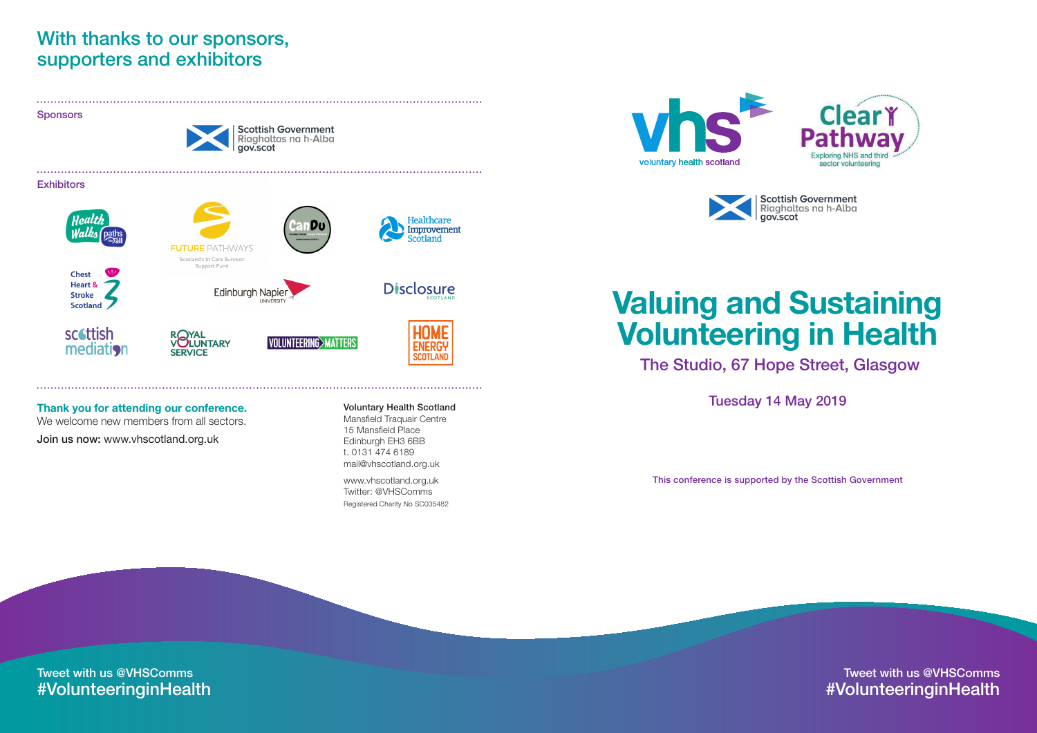## With thanks to our sponsors, supporters and exhibitors

### Sponsors

Scottish Government
Riaghaltas na h-Alba
gov.scot

### Exhibitors

Health Walks paths for all

FUTURE PATHWAYS
Scotland's In Care Survivor Support Fund

CanDu

Healthcare Improvement Scotland

Chest Heart & Stroke Scotland

Edinburgh Napier University

Disclosure Scotland

scottish mediation

ROYAL VOLUNTARY SERVICE

VOLUNTEERING MATTERS

HOME ENERGY SCOTLAND

**Thank you for attending our conference.**
We welcome new members from all sectors.

**Join us now:** www.vhscotland.org.uk

**Voluntary Health Scotland**
Mansfield Traquair Centre
15 Mansfield Place
Edinburgh EH3 6BB
t. 0131 474 6189
mail@vhscotland.org.uk

www.vhscotland.org.uk
Twitter: @VHSComms
Registered Charity No SC035482

Tweet with us @VHSComms
#VolunteeringinHealth

vhs voluntary health scotland

Clear Pathway
Exploring NHS and third sector volunteering

Scottish Government
Riaghaltas na h-Alba
gov.scot

# Valuing and Sustaining Volunteering in Health

## The Studio, 67 Hope Street, Glasgow

Tuesday 14 May 2019

This conference is supported by the Scottish Government

Tweet with us @VHSComms
#VolunteeringinHealth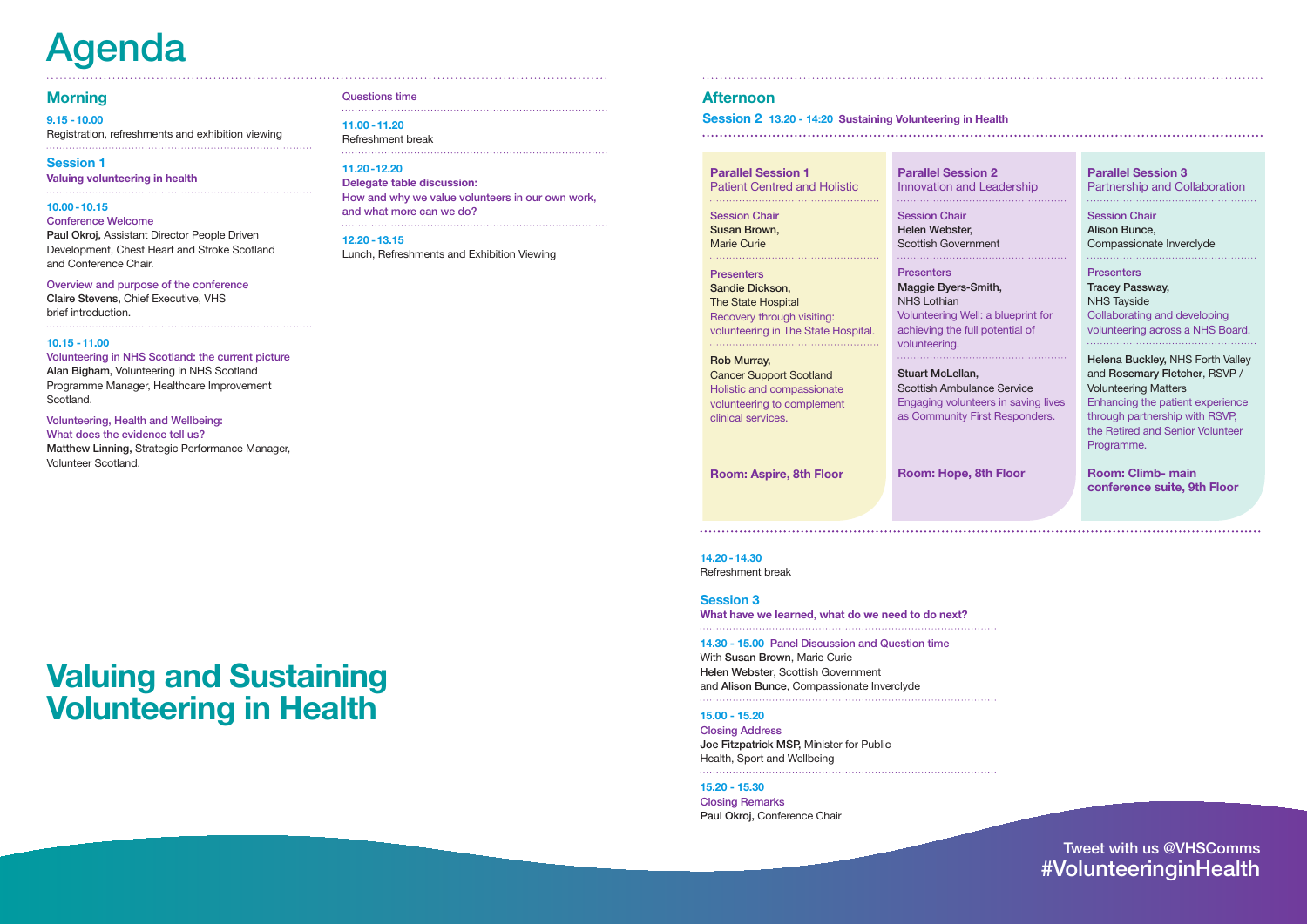# Agenda

## Morning

**9.15 - 10.00**
Registration, refreshments and exhibition viewing

### Session 1

**Valuing volunteering in health**

**10.00 - 10.15**
Conference Welcome
**Paul Okroj,** Assistant Director People Driven Development, Chest Heart and Stroke Scotland and Conference Chair.

Overview and purpose of the conference
**Claire Stevens,** Chief Executive, VHS brief introduction.

**10.15 - 11.00**
Volunteering in NHS Scotland: the current picture
**Alan Bigham,** Volunteering in NHS Scotland Programme Manager, Healthcare Improvement Scotland.

Volunteering, Health and Wellbeing: What does the evidence tell us?
**Matthew Linning,** Strategic Performance Manager, Volunteer Scotland.

Questions time

**11.00 - 11.20**
Refreshment break

**11.20 - 12.20**
**Delegate table discussion:**
How and why we value volunteers in our own work, and what more can we do?

**12.20 - 13.15**
Lunch, Refreshments and Exhibition Viewing

## Afternoon

### Session 2 13.20 - 14:20 Sustaining Volunteering in Health

**Parallel Session 1**
Patient Centred and Holistic

Session Chair
**Susan Brown,**
Marie Curie

Presenters
**Sandie Dickson,**
The State Hospital
Recovery through visiting: volunteering in The State Hospital.

**Rob Murray,**
Cancer Support Scotland
Holistic and compassionate volunteering to complement clinical services.

**Room: Aspire, 8th Floor**

**Parallel Session 2**
Innovation and Leadership

Session Chair
**Helen Webster,**
Scottish Government

Presenters
**Maggie Byers-Smith,**
NHS Lothian
Volunteering Well: a blueprint for achieving the full potential of volunteering.

**Stuart McLellan,**
Scottish Ambulance Service
Engaging volunteers in saving lives as Community First Responders.

**Room: Hope, 8th Floor**

**Parallel Session 3**
Partnership and Collaboration

Session Chair
**Alison Bunce,**
Compassionate Inverclyde

Presenters
**Tracey Passway,**
NHS Tayside
Collaborating and developing volunteering across a NHS Board.

**Helena Buckley,** NHS Forth Valley and **Rosemary Fletcher**, RSVP / Volunteering Matters
Enhancing the patient experience through partnership with RSVP, the Retired and Senior Volunteer Programme.

**Room: Climb- main conference suite, 9th Floor**

**14.20 - 14.30**
Refreshment break

### Session 3

**What have we learned, what do we need to do next?**

**14.30 - 15.00 Panel Discussion and Question time**
With **Susan Brown**, Marie Curie
**Helen Webster**, Scottish Government
and **Alison Bunce**, Compassionate Inverclyde

**15.00 - 15.20**
Closing Address
**Joe Fitzpatrick MSP,** Minister for Public Health, Sport and Wellbeing

**15.20 - 15.30**
Closing Remarks
**Paul Okroj,** Conference Chair

# Valuing and Sustaining Volunteering in Health

Tweet with us @VHSComms
#VolunteeringinHealth